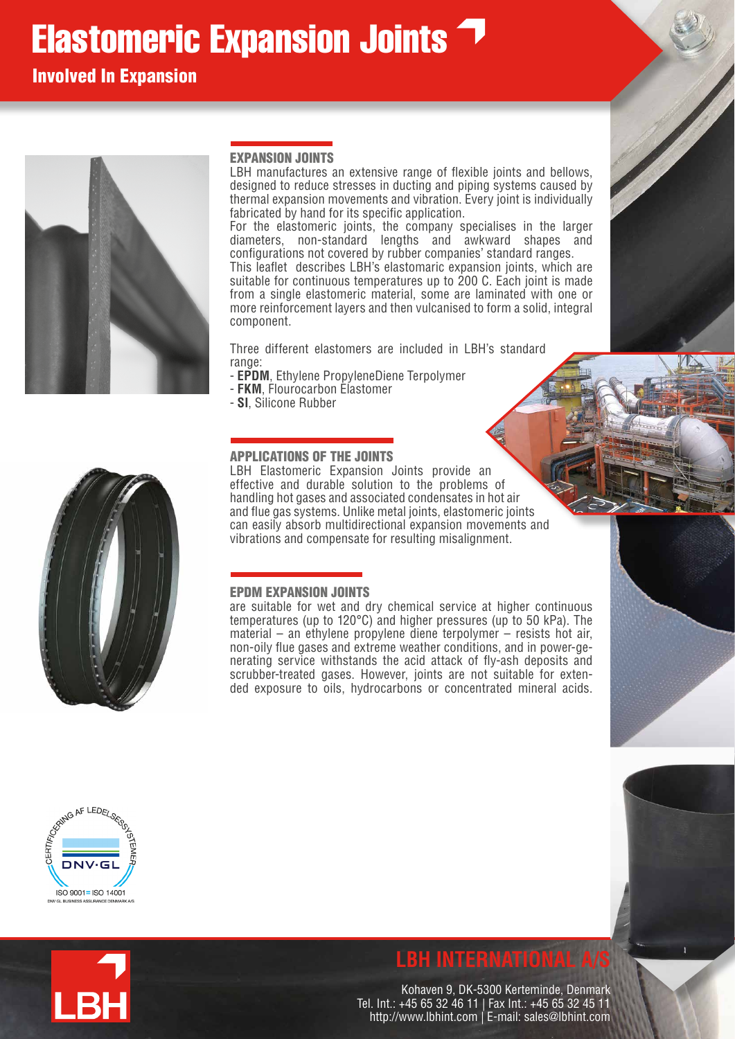# Elastomeric Expansion Joints

## Involved In Expansion

### EXPANSION JOINTS

LBH manufactures an extensive range of flexible joints and bellows, designed to reduce stresses in ducting and piping systems caused by thermal expansion movements and vibration. Every joint is individually fabricated by hand for its specific application.

For the elastomeric joints, the company specialises in the larger diameters, non-standard lengths and awkward shapes and configurations not covered by rubber companies' standard ranges.

This leaflet describes LBH's elastomaric expansion joints, which are suitable for continuous temperatures up to 200 C. Each joint is made from a single elastomeric material, some are laminated with one or more reinforcement layers and then vulcanised to form a solid, integral component.

Three different elastomers are included in LBH's standard range:

- **EPDM**, Ethylene PropyleneDiene Terpolymer
- **FKM**, Flourocarbon Elastomer
- **SI**, Silicone Rubber

### APPLICATIONS OF THE JOINTS

LBH Elastomeric Expansion Joints provide an effective and durable solution to the problems of handling hot gases and associated condensates in hot air and flue gas systems. Unlike metal joints, elastomeric joints can easily absorb multidirectional expansion movements and vibrations and compensate for resulting misalignment.

### EPDM EXPANSION JOINTS

are suitable for wet and dry chemical service at higher continuous temperatures (up to 120°C) and higher pressures (up to 50 kPa). The material – an ethylene propylene diene terpolymer – resists hot air, non-oily flue gases and extreme weather conditions, and in power-generating service withstands the acid attack of fly-ash deposits and scrubber-treated gases. However, joints are not suitable for extended exposure to oils, hydrocarbons or concentrated mineral acids.

CERTIFICERING AF LEDELSESSYSTEMER
DNV·GL
ISO 9001 ISO 14001
DNV GL BUSINESS ASSURANCE DENMARK A/S

**LBH INTERNATIONAL A/S**

Kohaven 9, DK-5300 Kerteminde, Denmark
Tel. Int.: +45 65 32 46 11 | Fax Int.: +45 65 32 45 11
http://www.lbhint.com | E-mail: sales@lbhint.com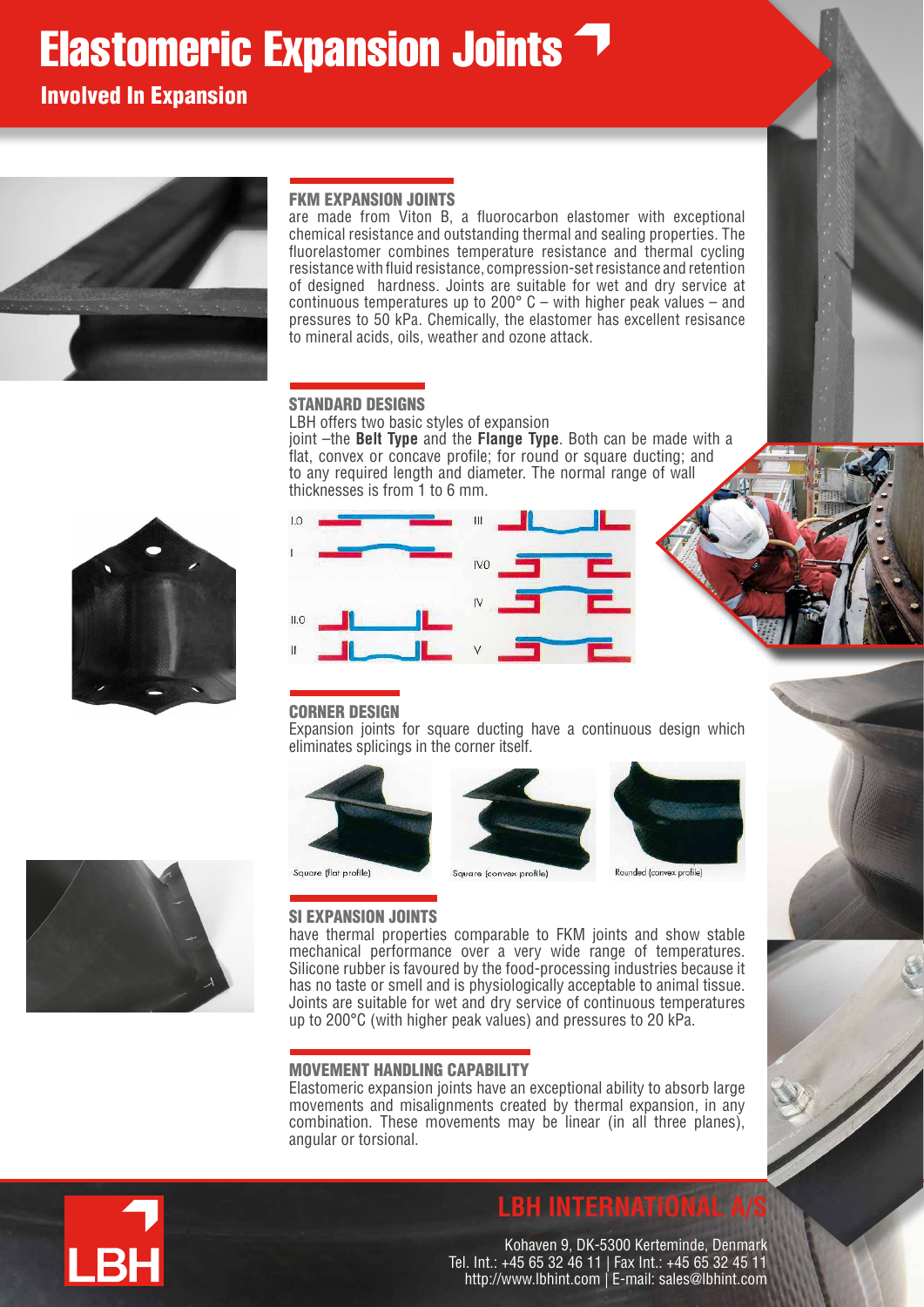# Elastomeric Expansion Joints

## Involved In Expansion

### FKM EXPANSION JOINTS

are made from Viton B, a fluorocarbon elastomer with exceptional chemical resistance and outstanding thermal and sealing properties. The fluorelastomer combines temperature resistance and thermal cycling resistance with fluid resistance, compression-set resistance and retention of designed hardness. Joints are suitable for wet and dry service at continuous temperatures up to 200° C – with higher peak values – and pressures to 50 kPa. Chemically, the elastomer has excellent resisance to mineral acids, oils, weather and ozone attack.

### STANDARD DESIGNS

LBH offers two basic styles of expansion joint –the **Belt Type** and the **Flange Type**. Both can be made with a flat, convex or concave profile; for round or square ducting; and to any required length and diameter. The normal range of wall thicknesses is from 1 to 6 mm.

I.O

I

II.O

II

III

IV.O

IV

V

### CORNER DESIGN

Expansion joints for square ducting have a continuous design which eliminates splicings in the corner itself.

Square (flat profile)

Square (convex profile)

Rounded (convex profile)

### SI EXPANSION JOINTS

have thermal properties comparable to FKM joints and show stable mechanical performance over a very wide range of temperatures. Silicone rubber is favoured by the food-processing industries because it has no taste or smell and is physiologically acceptable to animal tissue. Joints are suitable for wet and dry service of continuous temperatures up to 200°C (with higher peak values) and pressures to 20 kPa.

### MOVEMENT HANDLING CAPABILITY

Elastomeric expansion joints have an exceptional ability to absorb large movements and misalignments created by thermal expansion, in any combination. These movements may be linear (in all three planes), angular or torsional.

LBH

**LBH INTERNATIONAL A/S**

Kohaven 9, DK-5300 Kerteminde, Denmark
Tel. Int.: +45 65 32 46 11 | Fax Int.: +45 65 32 45 11
http://www.lbhint.com | E-mail: sales@lbhint.com